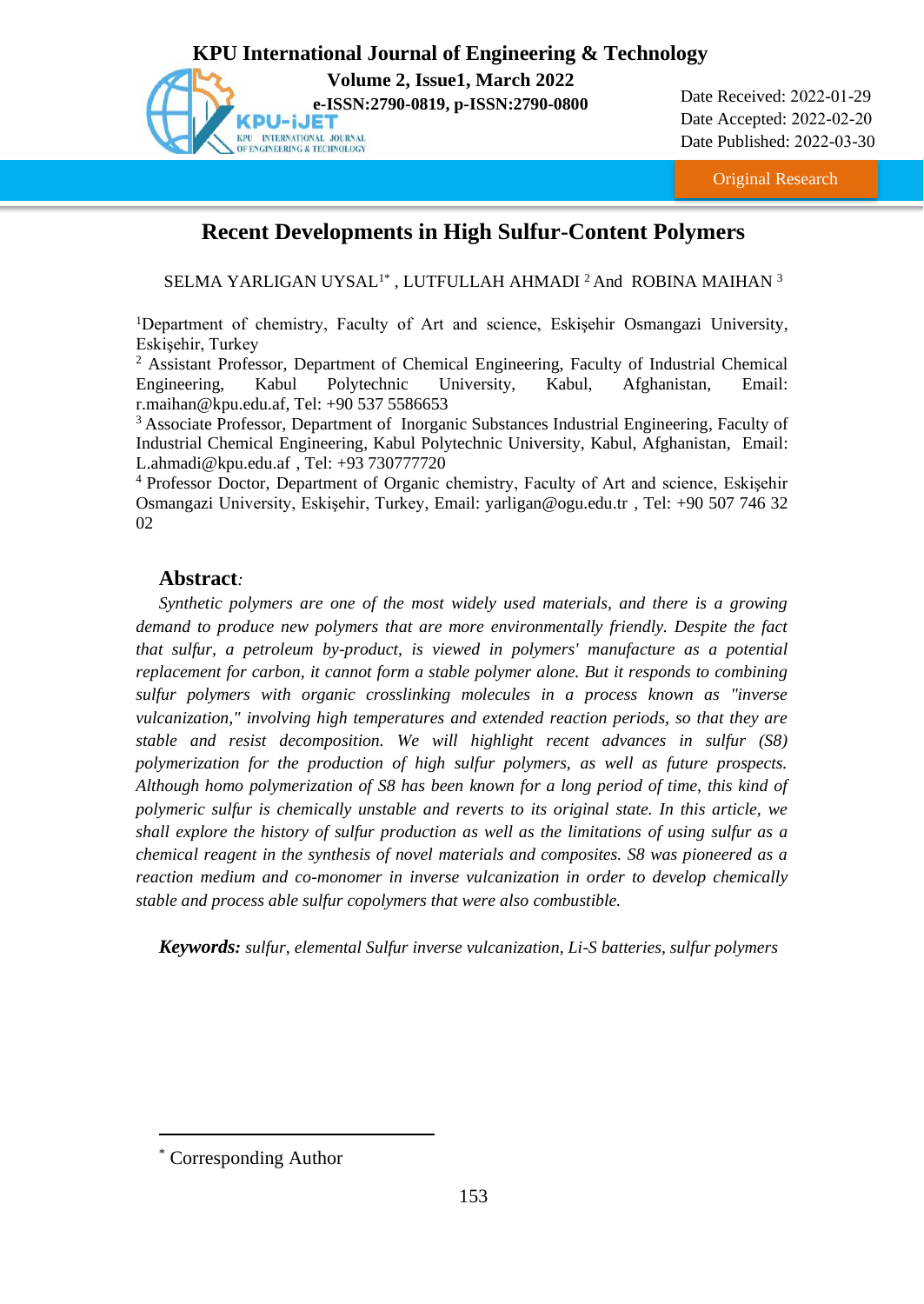Original Research

# Recent Developments in High Sulfur-Content Polymers

SELMA YARLIGAN UYSAL[1*] , LUTFULLAH AHMADI [2] And ROBINA MAIHAN [3]

[1]Department of chemistry, Faculty of Art and science, Eskişehir Osmangazi University, Eskişehir, Turkey

[2] Assistant Professor, Department of Chemical Engineering, Faculty of Industrial Chemical Engineering, Kabul Polytechnic University, Kabul, Afghanistan, Email: r.maihan@kpu.edu.af, Tel: +90 537 5586653

[3] Associate Professor, Department of Inorganic Substances Industrial Engineering, Faculty of Industrial Chemical Engineering, Kabul Polytechnic University, Kabul, Afghanistan, Email: L.ahmadi@kpu.edu.af , Tel: +93 730777720

[4] Professor Doctor, Department of Organic chemistry, Faculty of Art and science, Eskişehir Osmangazi University, Eskişehir, Turkey, Email: yarligan@ogu.edu.tr , Tel: +90 507 746 32 02

## Abstract:

*Synthetic polymers are one of the most widely used materials, and there is a growing demand to produce new polymers that are more environmentally friendly. Despite the fact that sulfur, a petroleum by-product, is viewed in polymers' manufacture as a potential replacement for carbon, it cannot form a stable polymer alone. But it responds to combining sulfur polymers with organic crosslinking molecules in a process known as "inverse vulcanization," involving high temperatures and extended reaction periods, so that they are stable and resist decomposition. We will highlight recent advances in sulfur (S8) polymerization for the production of high sulfur polymers, as well as future prospects. Although homo polymerization of S8 has been known for a long period of time, this kind of polymeric sulfur is chemically unstable and reverts to its original state. In this article, we shall explore the history of sulfur production as well as the limitations of using sulfur as a chemical reagent in the synthesis of novel materials and composites. S8 was pioneered as a reaction medium and co-monomer in inverse vulcanization in order to develop chemically stable and process able sulfur copolymers that were also combustible.*

***Keywords:*** *sulfur, elemental Sulfur inverse vulcanization, Li-S batteries, sulfur polymers*

[*] Corresponding Author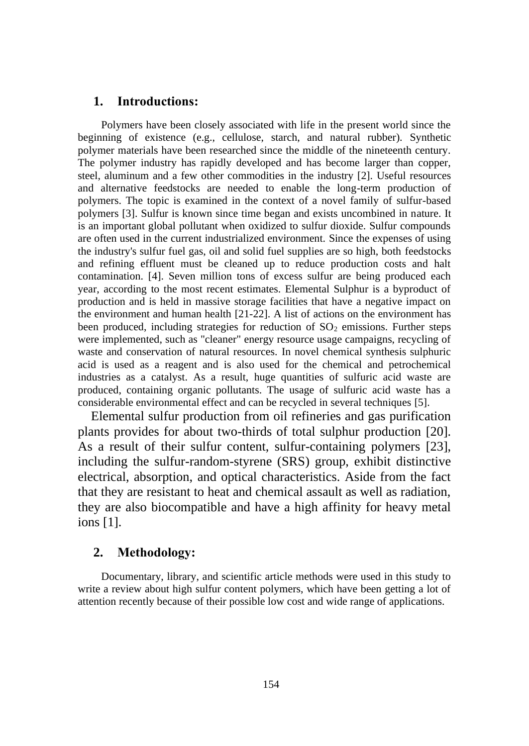## 1. Introductions:

Polymers have been closely associated with life in the present world since the beginning of existence (e.g., cellulose, starch, and natural rubber). Synthetic polymer materials have been researched since the middle of the nineteenth century. The polymer industry has rapidly developed and has become larger than copper, steel, aluminum and a few other commodities in the industry [2]. Useful resources and alternative feedstocks are needed to enable the long-term production of polymers. The topic is examined in the context of a novel family of sulfur-based polymers [3]. Sulfur is known since time began and exists uncombined in nature. It is an important global pollutant when oxidized to sulfur dioxide. Sulfur compounds are often used in the current industrialized environment. Since the expenses of using the industry's sulfur fuel gas, oil and solid fuel supplies are so high, both feedstocks and refining effluent must be cleaned up to reduce production costs and halt contamination. [4]. Seven million tons of excess sulfur are being produced each year, according to the most recent estimates. Elemental Sulphur is a byproduct of production and is held in massive storage facilities that have a negative impact on the environment and human health [21-22]. A list of actions on the environment has been produced, including strategies for reduction of $SO_2$ emissions. Further steps were implemented, such as "cleaner" energy resource usage campaigns, recycling of waste and conservation of natural resources. In novel chemical synthesis sulphuric acid is used as a reagent and is also used for the chemical and petrochemical industries as a catalyst. As a result, huge quantities of sulfuric acid waste are produced, containing organic pollutants. The usage of sulfuric acid waste has a considerable environmental effect and can be recycled in several techniques [5].

Elemental sulfur production from oil refineries and gas purification plants provides for about two-thirds of total sulphur production [20]. As a result of their sulfur content, sulfur-containing polymers [23], including the sulfur-random-styrene (SRS) group, exhibit distinctive electrical, absorption, and optical characteristics. Aside from the fact that they are resistant to heat and chemical assault as well as radiation, they are also biocompatible and have a high affinity for heavy metal ions [1].

## 2. Methodology:

Documentary, library, and scientific article methods were used in this study to write a review about high sulfur content polymers, which have been getting a lot of attention recently because of their possible low cost and wide range of applications.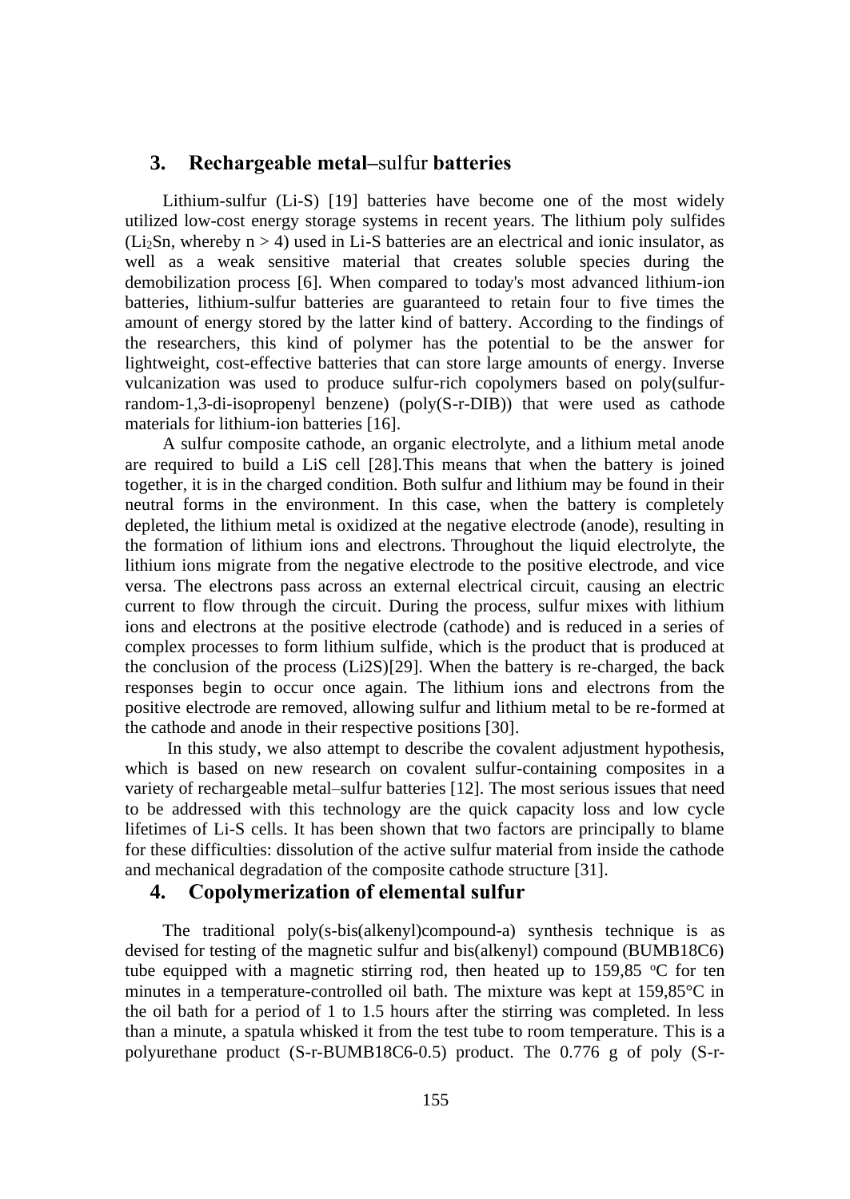## 3. Rechargeable metal–sulfur batteries

Lithium-sulfur (Li-S) [19] batteries have become one of the most widely utilized low-cost energy storage systems in recent years. The lithium poly sulfides ($Li_2Sn$, whereby $n > 4$) used in Li-S batteries are an electrical and ionic insulator, as well as a weak sensitive material that creates soluble species during the demobilization process [6]. When compared to today's most advanced lithium-ion batteries, lithium-sulfur batteries are guaranteed to retain four to five times the amount of energy stored by the latter kind of battery. According to the findings of the researchers, this kind of polymer has the potential to be the answer for lightweight, cost-effective batteries that can store large amounts of energy. Inverse vulcanization was used to produce sulfur-rich copolymers based on poly(sulfur-random-1,3-di-isopropenyl benzene) (poly(S-r-DIB)) that were used as cathode materials for lithium-ion batteries [16].

A sulfur composite cathode, an organic electrolyte, and a lithium metal anode are required to build a LiS cell [28].This means that when the battery is joined together, it is in the charged condition. Both sulfur and lithium may be found in their neutral forms in the environment. In this case, when the battery is completely depleted, the lithium metal is oxidized at the negative electrode (anode), resulting in the formation of lithium ions and electrons. Throughout the liquid electrolyte, the lithium ions migrate from the negative electrode to the positive electrode, and vice versa. The electrons pass across an external electrical circuit, causing an electric current to flow through the circuit. During the process, sulfur mixes with lithium ions and electrons at the positive electrode (cathode) and is reduced in a series of complex processes to form lithium sulfide, which is the product that is produced at the conclusion of the process ($Li_2S$)[29]. When the battery is re-charged, the back responses begin to occur once again. The lithium ions and electrons from the positive electrode are removed, allowing sulfur and lithium metal to be re-formed at the cathode and anode in their respective positions [30].

In this study, we also attempt to describe the covalent adjustment hypothesis, which is based on new research on covalent sulfur-containing composites in a variety of rechargeable metal–sulfur batteries [12]. The most serious issues that need to be addressed with this technology are the quick capacity loss and low cycle lifetimes of Li-S cells. It has been shown that two factors are principally to blame for these difficulties: dissolution of the active sulfur material from inside the cathode and mechanical degradation of the composite cathode structure [31].

## 4. Copolymerization of elemental sulfur

The traditional poly(s-bis(alkenyl)compound-a) synthesis technique is as devised for testing of the magnetic sulfur and bis(alkenyl) compound (BUMB18C6) tube equipped with a magnetic stirring rod, then heated up to 159,85 °C for ten minutes in a temperature-controlled oil bath. The mixture was kept at 159,85°C in the oil bath for a period of 1 to 1.5 hours after the stirring was completed. In less than a minute, a spatula whisked it from the test tube to room temperature. This is a polyurethane product (S-r-BUMB18C6-0.5) product. The 0.776 g of poly (S-r-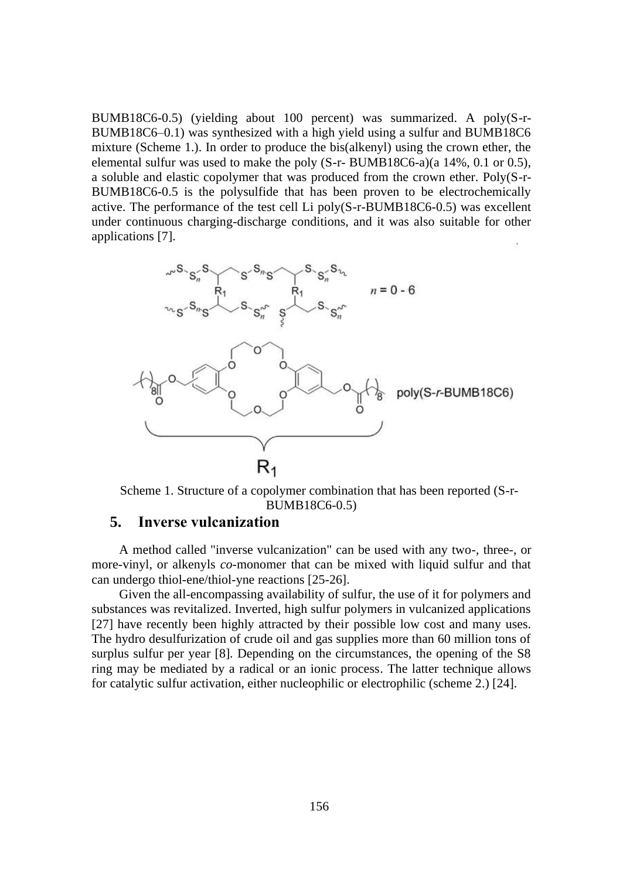BUMB18C6-0.5) (yielding about 100 percent) was summarized. A poly(S-r-BUMB18C6–0.1) was synthesized with a high yield using a sulfur and BUMB18C6 mixture (Scheme 1.). In order to produce the bis(alkenyl) using the crown ether, the elemental sulfur was used to make the poly (S-r- BUMB18C6-a)(a 14%, 0.1 or 0.5), a soluble and elastic copolymer that was produced from the crown ether. Poly(S-r-BUMB18C6-0.5 is the polysulfide that has been proven to be electrochemically active. The performance of the test cell Li poly(S-r-BUMB18C6-0.5) was excellent under continuous charging-discharge conditions, and it was also suitable for other applications [7].

Scheme 1. Structure of a copolymer combination that has been reported (S-r-BUMB18C6-0.5)

## 5. Inverse vulcanization

A method called "inverse vulcanization" can be used with any two-, three-, or more-vinyl, or alkenyls *co*-monomer that can be mixed with liquid sulfur and that can undergo thiol-ene/thiol-yne reactions [25-26].

Given the all-encompassing availability of sulfur, the use of it for polymers and substances was revitalized. Inverted, high sulfur polymers in vulcanized applications [27] have recently been highly attracted by their possible low cost and many uses. The hydro desulfurization of crude oil and gas supplies more than 60 million tons of surplus sulfur per year [8]. Depending on the circumstances, the opening of the S8 ring may be mediated by a radical or an ionic process. The latter technique allows for catalytic sulfur activation, either nucleophilic or electrophilic (scheme 2.) [24].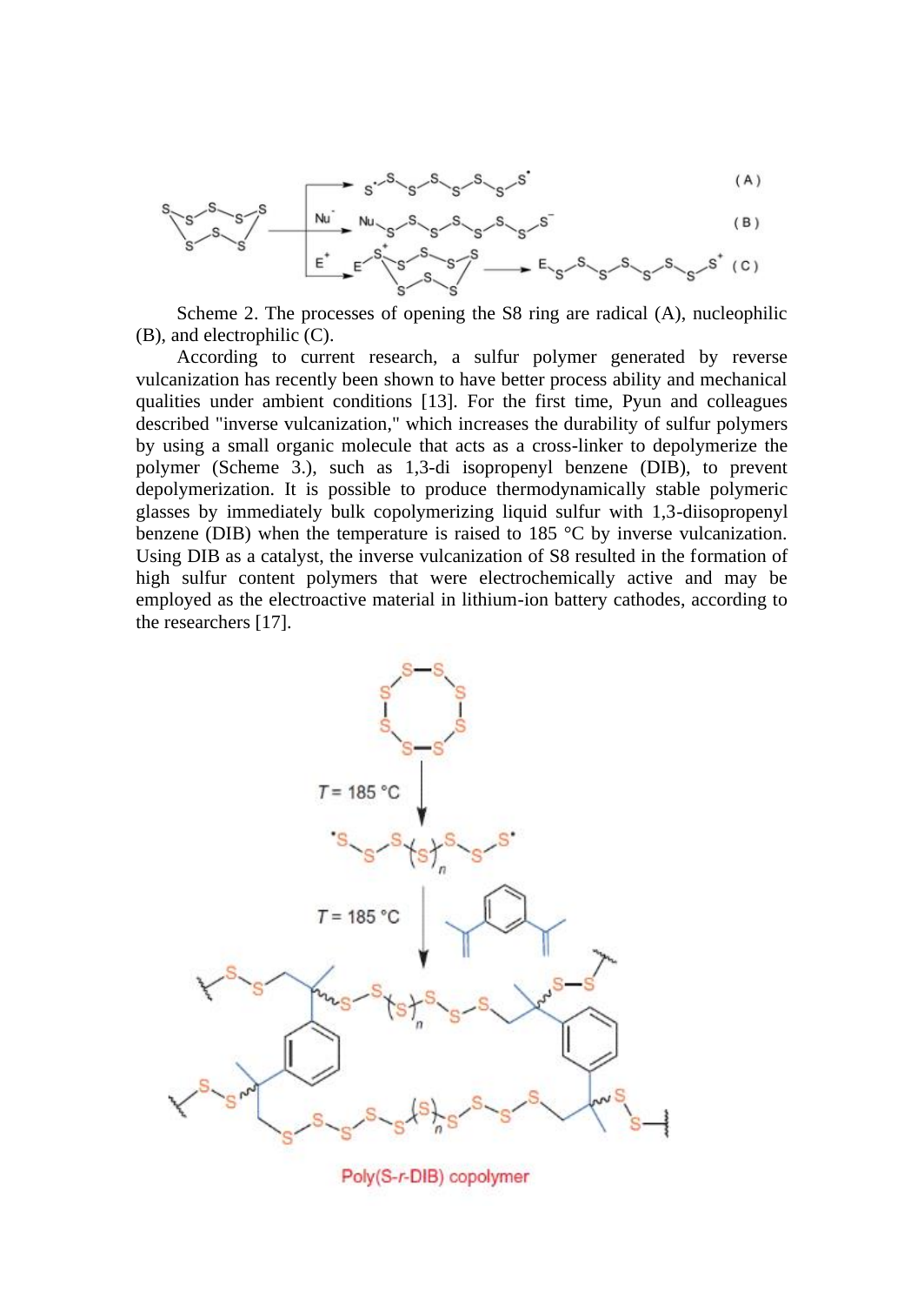Scheme 2. The processes of opening the S8 ring are radical (A), nucleophilic (B), and electrophilic (C).

According to current research, a sulfur polymer generated by reverse vulcanization has recently been shown to have better process ability and mechanical qualities under ambient conditions [13]. For the first time, Pyun and colleagues described "inverse vulcanization," which increases the durability of sulfur polymers by using a small organic molecule that acts as a cross-linker to depolymerize the polymer (Scheme 3.), such as 1,3-di isopropenyl benzene (DIB), to prevent depolymerization. It is possible to produce thermodynamically stable polymeric glasses by immediately bulk copolymerizing liquid sulfur with 1,3-diisopropenyl benzene (DIB) when the temperature is raised to 185 °C by inverse vulcanization. Using DIB as a catalyst, the inverse vulcanization of S8 resulted in the formation of high sulfur content polymers that were electrochemically active and may be employed as the electroactive material in lithium-ion battery cathodes, according to the researchers [17].

Poly(S-*r*-DIB) copolymer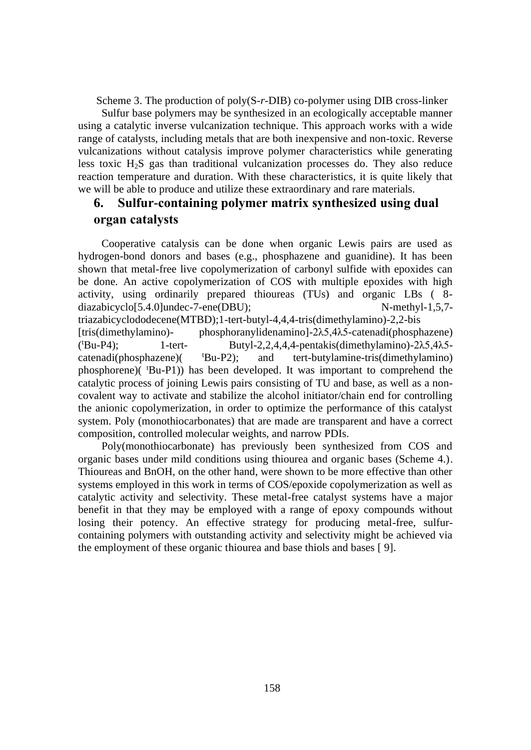Scheme 3. The production of poly(S-*r*-DIB) co-polymer using DIB cross-linker

Sulfur base polymers may be synthesized in an ecologically acceptable manner using a catalytic inverse vulcanization technique. This approach works with a wide range of catalysts, including metals that are both inexpensive and non-toxic. Reverse vulcanizations without catalysis improve polymer characteristics while generating less toxic $H_2S$ gas than traditional vulcanization processes do. They also reduce reaction temperature and duration. With these characteristics, it is quite likely that we will be able to produce and utilize these extraordinary and rare materials.

## 6. Sulfur-containing polymer matrix synthesized using dual organ catalysts

Cooperative catalysis can be done when organic Lewis pairs are used as hydrogen-bond donors and bases (e.g., phosphazene and guanidine). It has been shown that metal-free live copolymerization of carbonyl sulfide with epoxides can be done. An active copolymerization of COS with multiple epoxides with high activity, using ordinarily prepared thioureas (TUs) and organic LBs ( 8-diazabicyclo[5.4.0]undec-7-ene(DBU); N-methyl-1,5,7-triazabicyclododecene(MTBD);1-tert-butyl-4,4,4-tris(dimethylamino)-2,2-bis [tris(dimethylamino)- phosphoranylidenamino]-2λ5,4λ5-catenadi(phosphazene) ($^t$Bu-P4); 1-tert- Butyl-2,2,4,4,4-pentakis(dimethylamino)-2λ5,4λ5-catenadi(phosphazene)( $^t$Bu-P2); and tert-butylamine-tris(dimethylamino) phosphorene)( $^t$Bu-P1)) has been developed. It was important to comprehend the catalytic process of joining Lewis pairs consisting of TU and base, as well as a non-covalent way to activate and stabilize the alcohol initiator/chain end for controlling the anionic copolymerization, in order to optimize the performance of this catalyst system. Poly (monothiocarbonates) that are made are transparent and have a correct composition, controlled molecular weights, and narrow PDIs.

Poly(monothiocarbonate) has previously been synthesized from COS and organic bases under mild conditions using thiourea and organic bases (Scheme 4.). Thioureas and BnOH, on the other hand, were shown to be more effective than other systems employed in this work in terms of COS/epoxide copolymerization as well as catalytic activity and selectivity. These metal-free catalyst systems have a major benefit in that they may be employed with a range of epoxy compounds without losing their potency. An effective strategy for producing metal-free, sulfur-containing polymers with outstanding activity and selectivity might be achieved via the employment of these organic thiourea and base thiols and bases [ 9].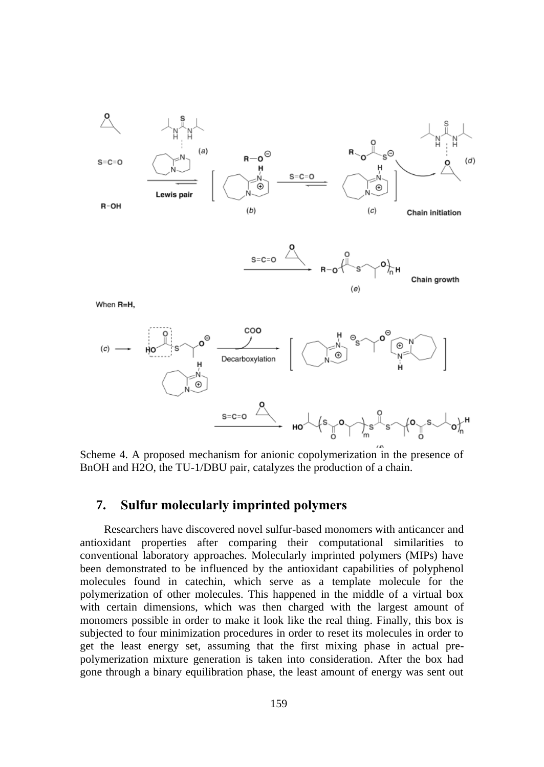Scheme 4. A proposed mechanism for anionic copolymerization in the presence of BnOH and H2O, the TU-1/DBU pair, catalyzes the production of a chain.

## 7. Sulfur molecularly imprinted polymers

Researchers have discovered novel sulfur-based monomers with anticancer and antioxidant properties after comparing their computational similarities to conventional laboratory approaches. Molecularly imprinted polymers (MIPs) have been demonstrated to be influenced by the antioxidant capabilities of polyphenol molecules found in catechin, which serve as a template molecule for the polymerization of other molecules. This happened in the middle of a virtual box with certain dimensions, which was then charged with the largest amount of monomers possible in order to make it look like the real thing. Finally, this box is subjected to four minimization procedures in order to reset its molecules in order to get the least energy set, assuming that the first mixing phase in actual pre-polymerization mixture generation is taken into consideration. After the box had gone through a binary equilibration phase, the least amount of energy was sent out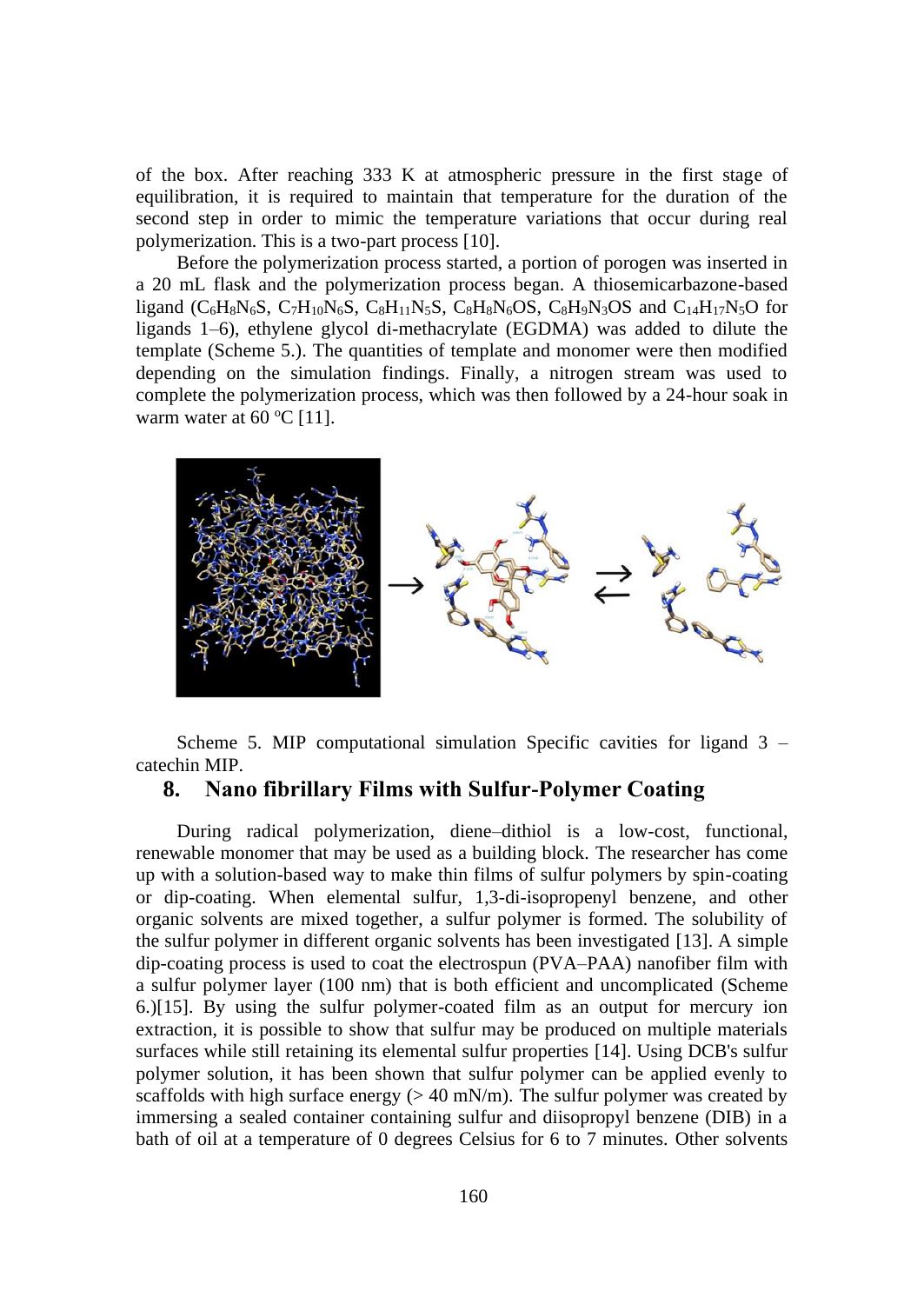of the box. After reaching 333 K at atmospheric pressure in the first stage of equilibration, it is required to maintain that temperature for the duration of the second step in order to mimic the temperature variations that occur during real polymerization. This is a two-part process [10].

Before the polymerization process started, a portion of porogen was inserted in a 20 mL flask and the polymerization process began. A thiosemicarbazone-based ligand ($C_6H_8N_6S$, $C_7H_{10}N_6S$, $C_8H_{11}N_5S$, $C_8H_8N_6OS$, $C_8H_9N_3OS$ and $C_{14}H_{17}N_5O$ for ligands 1–6), ethylene glycol di-methacrylate (EGDMA) was added to dilute the template (Scheme 5.). The quantities of template and monomer were then modified depending on the simulation findings. Finally, a nitrogen stream was used to complete the polymerization process, which was then followed by a 24-hour soak in warm water at 60 ºC [11].

Scheme 5. MIP computational simulation Specific cavities for ligand 3 – catechin MIP.

## 8. Nano fibrillary Films with Sulfur-Polymer Coating

During radical polymerization, diene–dithiol is a low-cost, functional, renewable monomer that may be used as a building block. The researcher has come up with a solution-based way to make thin films of sulfur polymers by spin-coating or dip-coating. When elemental sulfur, 1,3-di-isopropenyl benzene, and other organic solvents are mixed together, a sulfur polymer is formed. The solubility of the sulfur polymer in different organic solvents has been investigated [13]. A simple dip-coating process is used to coat the electrospun (PVA–PAA) nanofiber film with a sulfur polymer layer (100 nm) that is both efficient and uncomplicated (Scheme 6.)[15]. By using the sulfur polymer-coated film as an output for mercury ion extraction, it is possible to show that sulfur may be produced on multiple materials surfaces while still retaining its elemental sulfur properties [14]. Using DCB's sulfur polymer solution, it has been shown that sulfur polymer can be applied evenly to scaffolds with high surface energy (> 40 mN/m). The sulfur polymer was created by immersing a sealed container containing sulfur and diisopropyl benzene (DIB) in a bath of oil at a temperature of 0 degrees Celsius for 6 to 7 minutes. Other solvents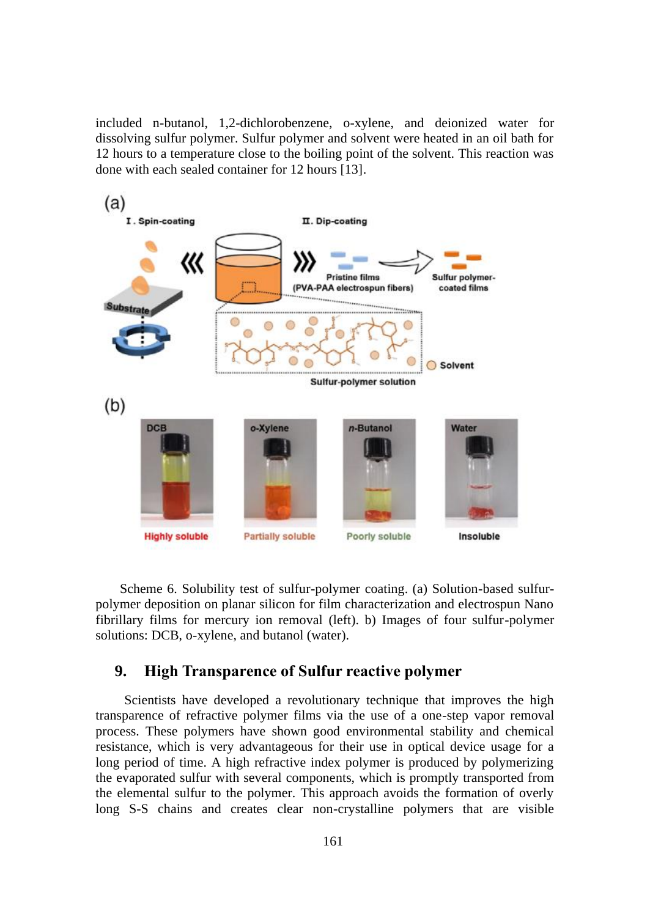included n-butanol, 1,2-dichlorobenzene, o-xylene, and deionized water for dissolving sulfur polymer. Sulfur polymer and solvent were heated in an oil bath for 12 hours to a temperature close to the boiling point of the solvent. This reaction was done with each sealed container for 12 hours [13].

Scheme 6. Solubility test of sulfur-polymer coating. (a) Solution-based sulfur-polymer deposition on planar silicon for film characterization and electrospun Nano fibrillary films for mercury ion removal (left). b) Images of four sulfur-polymer solutions: DCB, o-xylene, and butanol (water).

## 9. High Transparence of Sulfur reactive polymer

Scientists have developed a revolutionary technique that improves the high transparence of refractive polymer films via the use of a one-step vapor removal process. These polymers have shown good environmental stability and chemical resistance, which is very advantageous for their use in optical device usage for a long period of time. A high refractive index polymer is produced by polymerizing the evaporated sulfur with several components, which is promptly transported from the elemental sulfur to the polymer. This approach avoids the formation of overly long S-S chains and creates clear non-crystalline polymers that are visible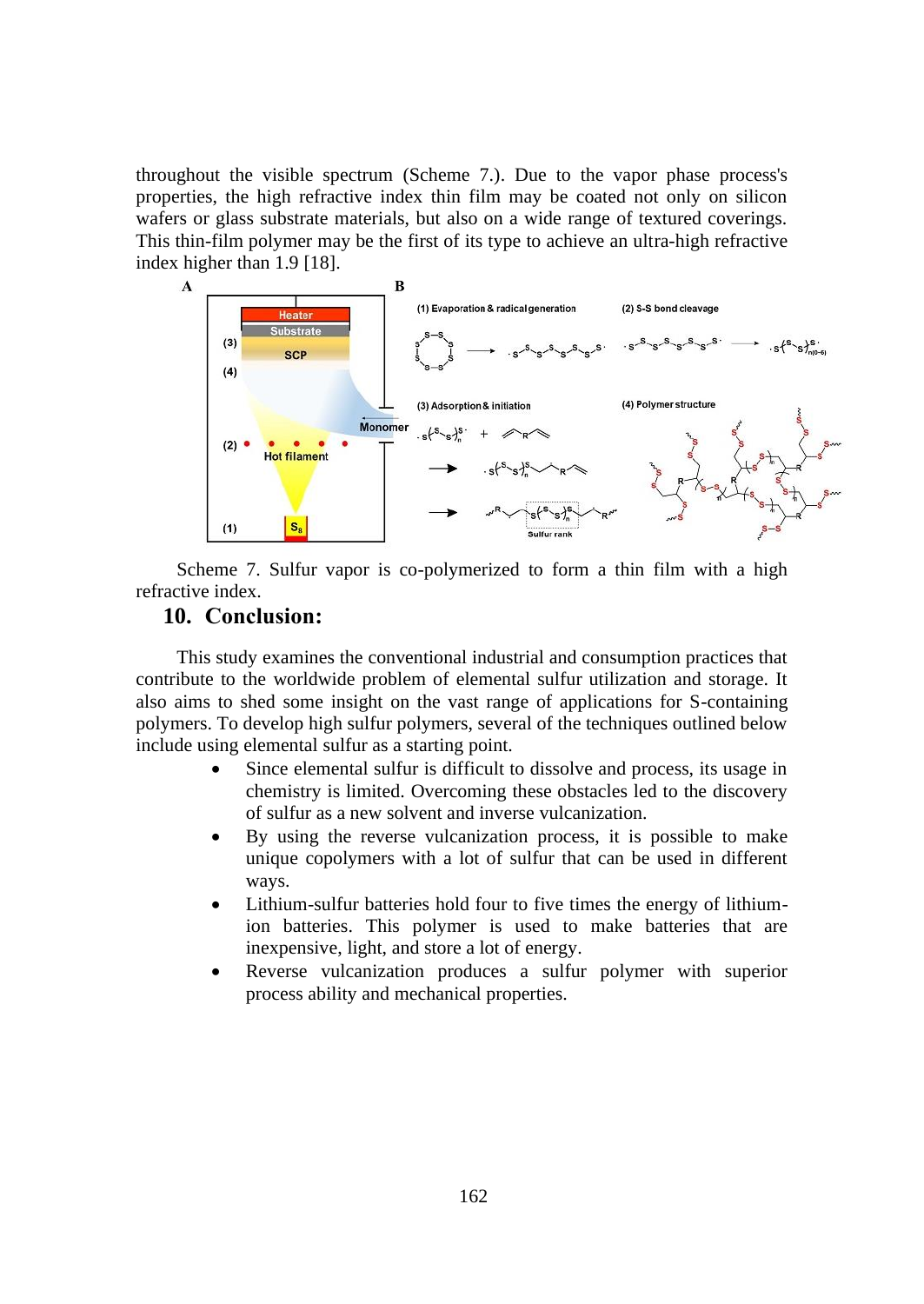throughout the visible spectrum (Scheme 7.). Due to the vapor phase process's properties, the high refractive index thin film may be coated not only on silicon wafers or glass substrate materials, but also on a wide range of textured coverings. This thin-film polymer may be the first of its type to achieve an ultra-high refractive index higher than 1.9 [18].

Scheme 7. Sulfur vapor is co-polymerized to form a thin film with a high refractive index.

## 10. Conclusion:

This study examines the conventional industrial and consumption practices that contribute to the worldwide problem of elemental sulfur utilization and storage. It also aims to shed some insight on the vast range of applications for S-containing polymers. To develop high sulfur polymers, several of the techniques outlined below include using elemental sulfur as a starting point.

- Since elemental sulfur is difficult to dissolve and process, its usage in chemistry is limited. Overcoming these obstacles led to the discovery of sulfur as a new solvent and inverse vulcanization.
- By using the reverse vulcanization process, it is possible to make unique copolymers with a lot of sulfur that can be used in different ways.
- Lithium-sulfur batteries hold four to five times the energy of lithium-ion batteries. This polymer is used to make batteries that are inexpensive, light, and store a lot of energy.
- Reverse vulcanization produces a sulfur polymer with superior process ability and mechanical properties.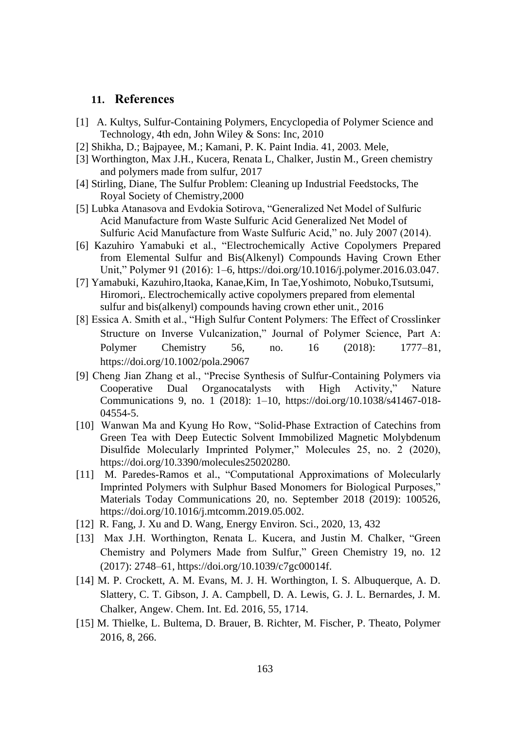## 11. References

[1] A. Kultys, Sulfur-Containing Polymers, Encyclopedia of Polymer Science and Technology, 4th edn, John Wiley & Sons: Inc, 2010

[2] Shikha, D.; Bajpayee, M.; Kamani, P. K. Paint India. 41, 2003. Mele,

[3] Worthington, Max J.H., Kucera, Renata L, Chalker, Justin M., Green chemistry and polymers made from sulfur, 2017

[4] Stirling, Diane, The Sulfur Problem: Cleaning up Industrial Feedstocks, The Royal Society of Chemistry,2000

[5] Lubka Atanasova and Evdokia Sotirova, "Generalized Net Model of Sulfuric Acid Manufacture from Waste Sulfuric Acid Generalized Net Model of Sulfuric Acid Manufacture from Waste Sulfuric Acid," no. July 2007 (2014).

[6] Kazuhiro Yamabuki et al., "Electrochemically Active Copolymers Prepared from Elemental Sulfur and Bis(Alkenyl) Compounds Having Crown Ether Unit," Polymer 91 (2016): 1–6, https://doi.org/10.1016/j.polymer.2016.03.047.

[7] Yamabuki, Kazuhiro,Itaoka, Kanae,Kim, In Tae,Yoshimoto, Nobuko,Tsutsumi, Hiromori,. Electrochemically active copolymers prepared from elemental sulfur and bis(alkenyl) compounds having crown ether unit., 2016

[8] Essica A. Smith et al., "High Sulfur Content Polymers: The Effect of Crosslinker Structure on Inverse Vulcanization," Journal of Polymer Science, Part A: Polymer Chemistry 56, no. 16 (2018): 1777–81, https://doi.org/10.1002/pola.29067

[9] Cheng Jian Zhang et al., "Precise Synthesis of Sulfur-Containing Polymers via Cooperative Dual Organocatalysts with High Activity," Nature Communications 9, no. 1 (2018): 1–10, https://doi.org/10.1038/s41467-018-04554-5.

[10] Wanwan Ma and Kyung Ho Row, "Solid-Phase Extraction of Catechins from Green Tea with Deep Eutectic Solvent Immobilized Magnetic Molybdenum Disulfide Molecularly Imprinted Polymer," Molecules 25, no. 2 (2020), https://doi.org/10.3390/molecules25020280.

[11] M. Paredes-Ramos et al., "Computational Approximations of Molecularly Imprinted Polymers with Sulphur Based Monomers for Biological Purposes," Materials Today Communications 20, no. September 2018 (2019): 100526, https://doi.org/10.1016/j.mtcomm.2019.05.002.

[12] R. Fang, J. Xu and D. Wang, Energy Environ. Sci., 2020, 13, 432

[13] Max J.H. Worthington, Renata L. Kucera, and Justin M. Chalker, "Green Chemistry and Polymers Made from Sulfur," Green Chemistry 19, no. 12 (2017): 2748–61, https://doi.org/10.1039/c7gc00014f.

[14] M. P. Crockett, A. M. Evans, M. J. H. Worthington, I. S. Albuquerque, A. D. Slattery, C. T. Gibson, J. A. Campbell, D. A. Lewis, G. J. L. Bernardes, J. M. Chalker, Angew. Chem. Int. Ed. 2016, 55, 1714.

[15] M. Thielke, L. Bultema, D. Brauer, B. Richter, M. Fischer, P. Theato, Polymer 2016, 8, 266.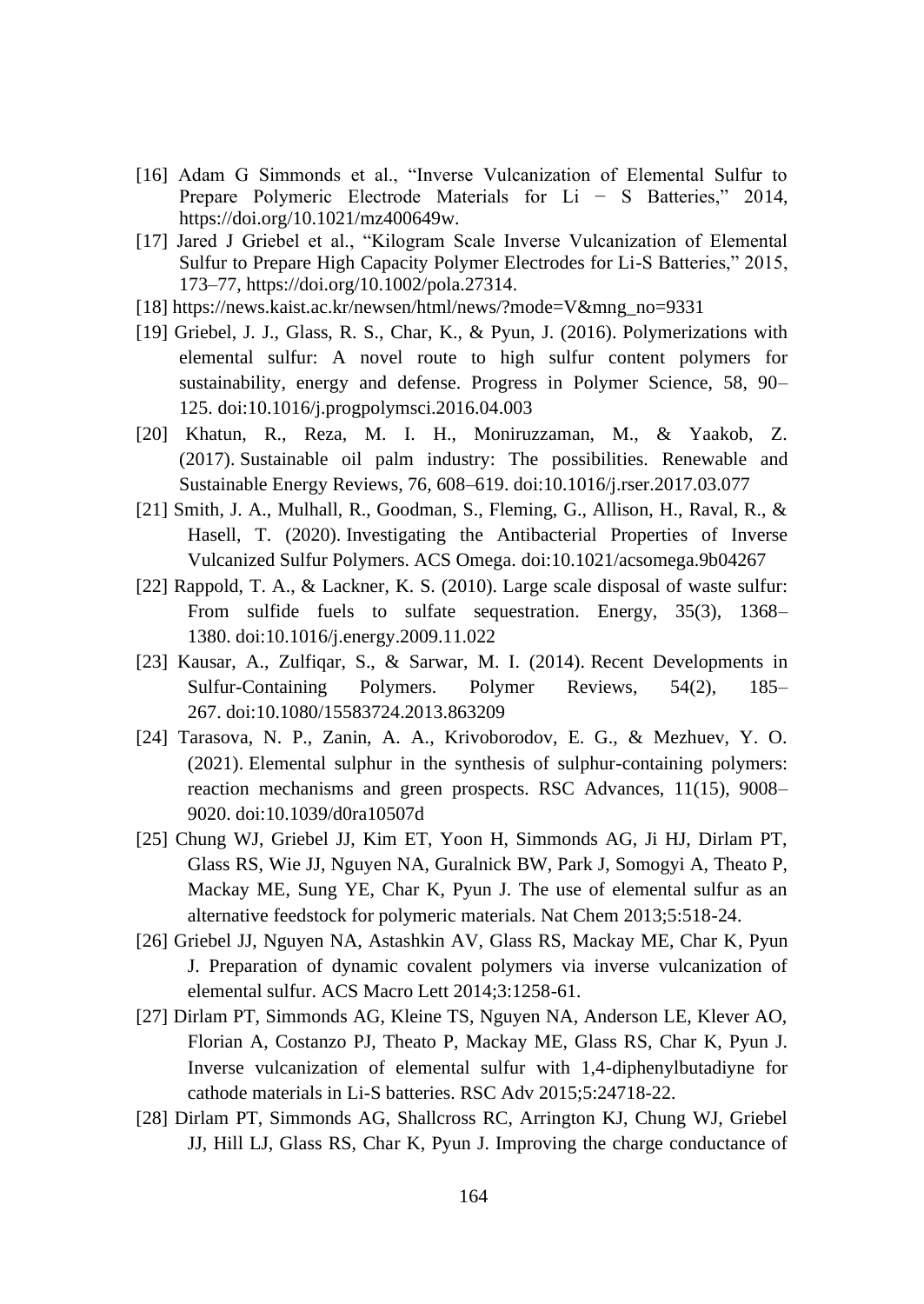[16] Adam G Simmonds et al., "Inverse Vulcanization of Elemental Sulfur to Prepare Polymeric Electrode Materials for Li − S Batteries," 2014, https://doi.org/10.1021/mz400649w.

[17] Jared J Griebel et al., "Kilogram Scale Inverse Vulcanization of Elemental Sulfur to Prepare High Capacity Polymer Electrodes for Li-S Batteries," 2015, 173–77, https://doi.org/10.1002/pola.27314.

[18] https://news.kaist.ac.kr/newsen/html/news/?mode=V&mng_no=9331

[19] Griebel, J. J., Glass, R. S., Char, K., & Pyun, J. (2016). Polymerizations with elemental sulfur: A novel route to high sulfur content polymers for sustainability, energy and defense. Progress in Polymer Science, 58, 90–125. doi:10.1016/j.progpolymsci.2016.04.003

[20] Khatun, R., Reza, M. I. H., Moniruzzaman, M., & Yaakob, Z. (2017). Sustainable oil palm industry: The possibilities. Renewable and Sustainable Energy Reviews, 76, 608–619. doi:10.1016/j.rser.2017.03.077

[21] Smith, J. A., Mulhall, R., Goodman, S., Fleming, G., Allison, H., Raval, R., & Hasell, T. (2020). Investigating the Antibacterial Properties of Inverse Vulcanized Sulfur Polymers. ACS Omega. doi:10.1021/acsomega.9b04267

[22] Rappold, T. A., & Lackner, K. S. (2010). Large scale disposal of waste sulfur: From sulfide fuels to sulfate sequestration. Energy, 35(3), 1368–1380. doi:10.1016/j.energy.2009.11.022

[23] Kausar, A., Zulfiqar, S., & Sarwar, M. I. (2014). Recent Developments in Sulfur-Containing Polymers. Polymer Reviews, 54(2), 185–267. doi:10.1080/15583724.2013.863209

[24] Tarasova, N. P., Zanin, A. A., Krivoborodov, E. G., & Mezhuev, Y. O. (2021). Elemental sulphur in the synthesis of sulphur-containing polymers: reaction mechanisms and green prospects. RSC Advances, 11(15), 9008–9020. doi:10.1039/d0ra10507d

[25] Chung WJ, Griebel JJ, Kim ET, Yoon H, Simmonds AG, Ji HJ, Dirlam PT, Glass RS, Wie JJ, Nguyen NA, Guralnick BW, Park J, Somogyi A, Theato P, Mackay ME, Sung YE, Char K, Pyun J. The use of elemental sulfur as an alternative feedstock for polymeric materials. Nat Chem 2013;5:518-24.

[26] Griebel JJ, Nguyen NA, Astashkin AV, Glass RS, Mackay ME, Char K, Pyun J. Preparation of dynamic covalent polymers via inverse vulcanization of elemental sulfur. ACS Macro Lett 2014;3:1258-61.

[27] Dirlam PT, Simmonds AG, Kleine TS, Nguyen NA, Anderson LE, Klever AO, Florian A, Costanzo PJ, Theato P, Mackay ME, Glass RS, Char K, Pyun J. Inverse vulcanization of elemental sulfur with 1,4-diphenylbutadiyne for cathode materials in Li-S batteries. RSC Adv 2015;5:24718-22.

[28] Dirlam PT, Simmonds AG, Shallcross RC, Arrington KJ, Chung WJ, Griebel JJ, Hill LJ, Glass RS, Char K, Pyun J. Improving the charge conductance of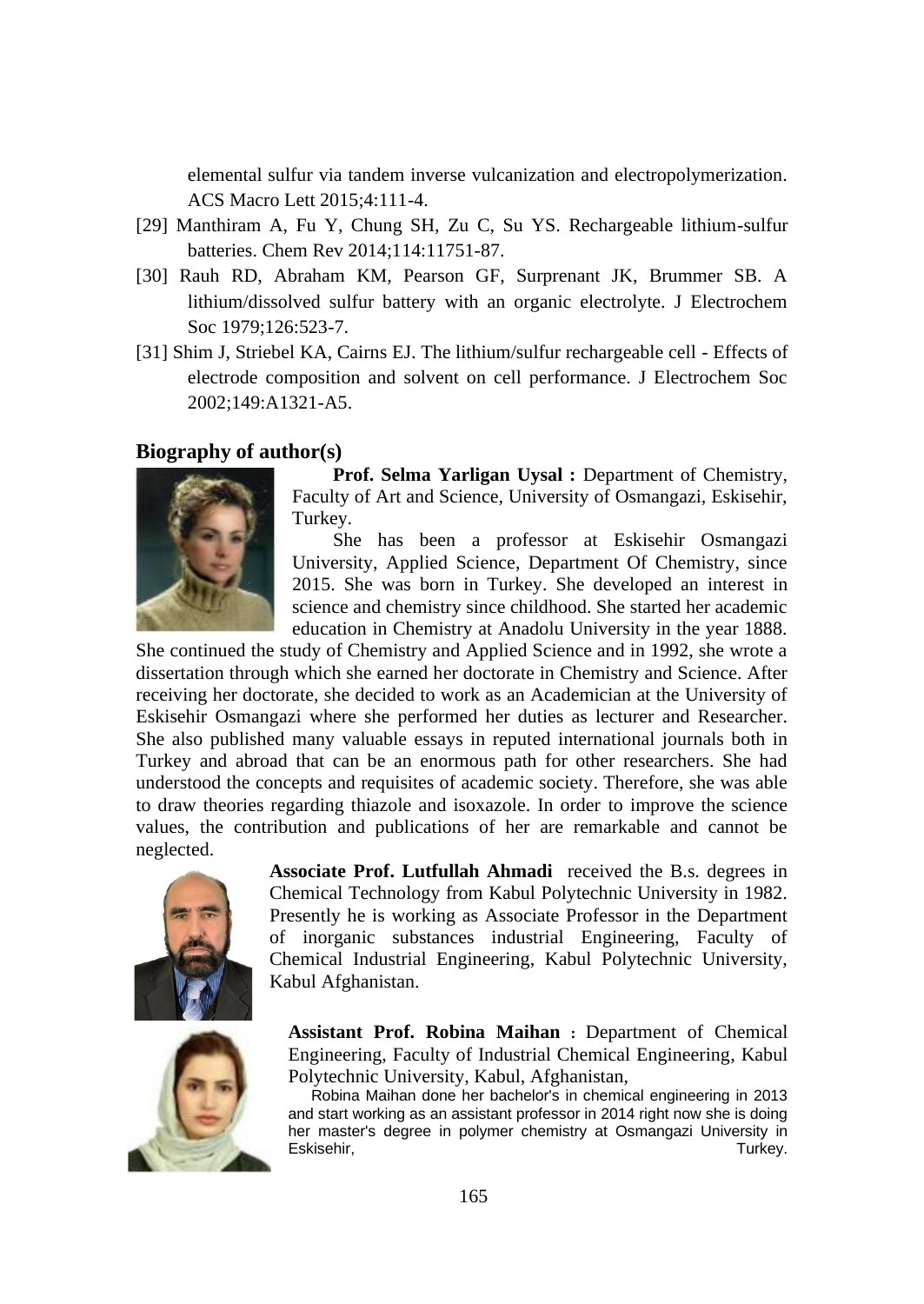elemental sulfur via tandem inverse vulcanization and electropolymerization. ACS Macro Lett 2015;4:111-4.

[29] Manthiram A, Fu Y, Chung SH, Zu C, Su YS. Rechargeable lithium-sulfur batteries. Chem Rev 2014;114:11751-87.

[30] Rauh RD, Abraham KM, Pearson GF, Surprenant JK, Brummer SB. A lithium/dissolved sulfur battery with an organic electrolyte. J Electrochem Soc 1979;126:523-7.

[31] Shim J, Striebel KA, Cairns EJ. The lithium/sulfur rechargeable cell - Effects of electrode composition and solvent on cell performance. J Electrochem Soc 2002;149:A1321-A5.

## Biography of author(s)

**Prof. Selma Yarligan Uysal :** Department of Chemistry, Faculty of Art and Science, University of Osmangazi, Eskisehir, Turkey.

She has been a professor at Eskisehir Osmangazi University, Applied Science, Department Of Chemistry, since 2015. She was born in Turkey. She developed an interest in science and chemistry since childhood. She started her academic education in Chemistry at Anadolu University in the year 1888. She continued the study of Chemistry and Applied Science and in 1992, she wrote a dissertation through which she earned her doctorate in Chemistry and Science. After receiving her doctorate, she decided to work as an Academician at the University of Eskisehir Osmangazi where she performed her duties as lecturer and Researcher. She also published many valuable essays in reputed international journals both in Turkey and abroad that can be an enormous path for other researchers. She had understood the concepts and requisites of academic society. Therefore, she was able to draw theories regarding thiazole and isoxazole. In order to improve the science values, the contribution and publications of her are remarkable and cannot be neglected.

**Associate Prof. Lutfullah Ahmadi** received the B.s. degrees in Chemical Technology from Kabul Polytechnic University in 1982. Presently he is working as Associate Professor in the Department of inorganic substances industrial Engineering, Faculty of Chemical Industrial Engineering, Kabul Polytechnic University, Kabul Afghanistan.

**Assistant Prof. Robina Maihan :** Department of Chemical Engineering, Faculty of Industrial Chemical Engineering, Kabul Polytechnic University, Kabul, Afghanistan,

Robina Maihan done her bachelor's in chemical engineering in 2013 and start working as an assistant professor in 2014 right now she is doing her master's degree in polymer chemistry at Osmangazi University in Eskisehir, Turkey.